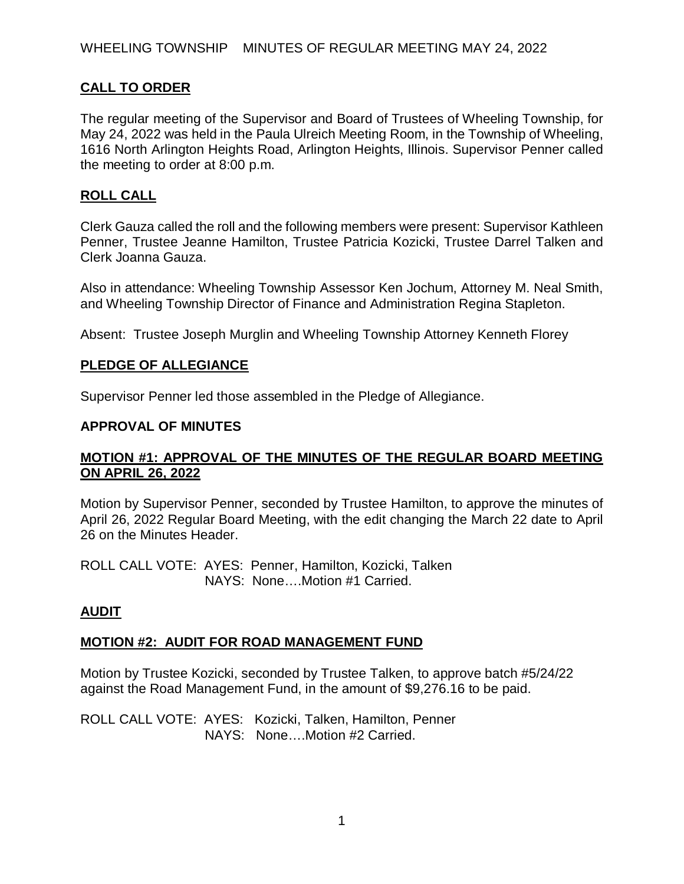WHEELING TOWNSHIP MINUTES OF REGULAR MEETING MAY 24, 2022

## CALL TO ORDER

The regular meeting of the Supervisor and Board of Trustees of Wheeling Township, for May 24, 2022 was held in the Paula Ulreich Meeting Room, in the Township of Wheeling, 1616 North Arlington Heights Road, Arlington Heights, Illinois. Supervisor Penner called the meeting to order at 8:00 p.m.

## ROLL CALL

Clerk Gauza called the roll and the following members were present: Supervisor Kathleen Penner, Trustee Jeanne Hamilton, Trustee Patricia Kozicki, Trustee Darrel Talken and Clerk Joanna Gauza.

Also in attendance: Wheeling Township Assessor Ken Jochum, Attorney M. Neal Smith, and Wheeling Township Director of Finance and Administration Regina Stapleton.

Absent: Trustee Joseph Murglin and Wheeling Township Attorney Kenneth Florey

## PLEDGE OF ALLEGIANCE

Supervisor Penner led those assembled in the Pledge of Allegiance.

## APPROVAL OF MINUTES

### MOTION #1: APPROVAL OF THE MINUTES OF THE REGULAR BOARD MEETING ON APRIL 26, 2022

Motion by Supervisor Penner, seconded by Trustee Hamilton, to approve the minutes of April 26, 2022 Regular Board Meeting, with the edit changing the March 22 date to April 26 on the Minutes Header.

ROLL CALL VOTE: AYES: Penner, Hamilton, Kozicki, Talken
NAYS: None….Motion #1 Carried.

## AUDIT

### MOTION #2: AUDIT FOR ROAD MANAGEMENT FUND

Motion by Trustee Kozicki, seconded by Trustee Talken, to approve batch #5/24/22 against the Road Management Fund, in the amount of $9,276.16 to be paid.

ROLL CALL VOTE: AYES: Kozicki, Talken, Hamilton, Penner
NAYS: None….Motion #2 Carried.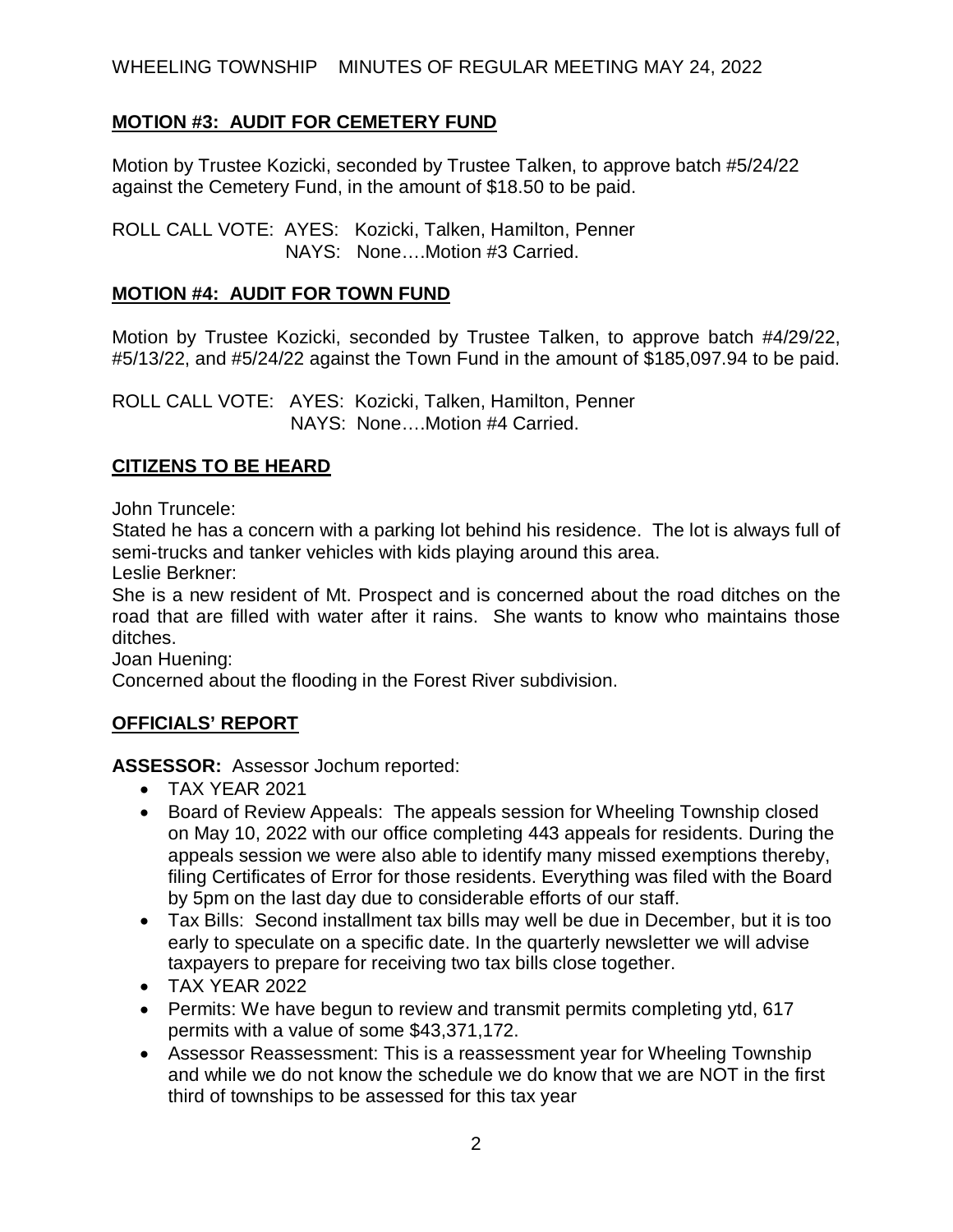**MOTION #3: AUDIT FOR CEMETERY FUND**

Motion by Trustee Kozicki, seconded by Trustee Talken, to approve batch #5/24/22 against the Cemetery Fund, in the amount of $18.50 to be paid.

ROLL CALL VOTE: AYES: Kozicki, Talken, Hamilton, Penner
NAYS: None….Motion #3 Carried.

**MOTION #4: AUDIT FOR TOWN FUND**

Motion by Trustee Kozicki, seconded by Trustee Talken, to approve batch #4/29/22, #5/13/22, and #5/24/22 against the Town Fund in the amount of $185,097.94 to be paid.

ROLL CALL VOTE: AYES: Kozicki, Talken, Hamilton, Penner
NAYS: None….Motion #4 Carried.

**CITIZENS TO BE HEARD**

John Truncele:
Stated he has a concern with a parking lot behind his residence. The lot is always full of semi-trucks and tanker vehicles with kids playing around this area.

Leslie Berkner:
She is a new resident of Mt. Prospect and is concerned about the road ditches on the road that are filled with water after it rains. She wants to know who maintains those ditches.

Joan Huening:
Concerned about the flooding in the Forest River subdivision.

**OFFICIALS' REPORT**

**ASSESSOR:** Assessor Jochum reported:

- TAX YEAR 2021
- Board of Review Appeals: The appeals session for Wheeling Township closed on May 10, 2022 with our office completing 443 appeals for residents. During the appeals session we were also able to identify many missed exemptions thereby, filing Certificates of Error for those residents. Everything was filed with the Board by 5pm on the last day due to considerable efforts of our staff.
- Tax Bills: Second installment tax bills may well be due in December, but it is too early to speculate on a specific date. In the quarterly newsletter we will advise taxpayers to prepare for receiving two tax bills close together.
- TAX YEAR 2022
- Permits: We have begun to review and transmit permits completing ytd, 617 permits with a value of some $43,371,172.
- Assessor Reassessment: This is a reassessment year for Wheeling Township and while we do not know the schedule we do know that we are NOT in the first third of townships to be assessed for this tax year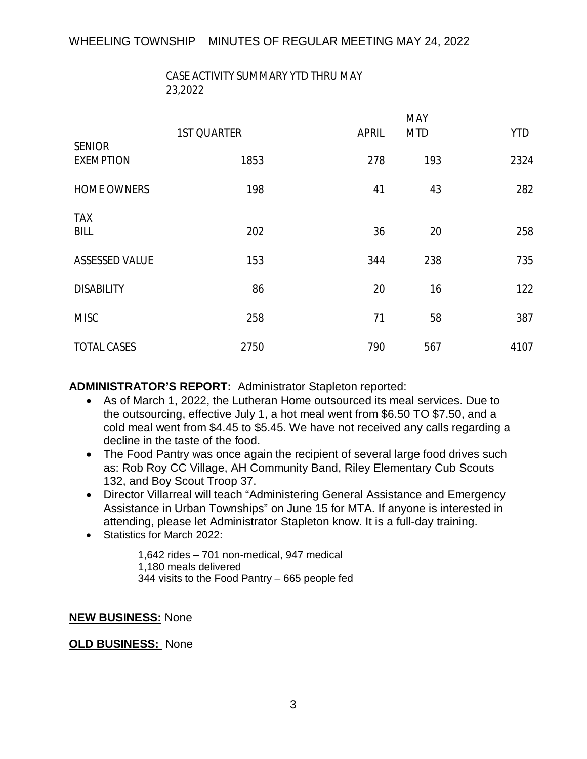CASE ACTIVITY SUMMARY YTD THRU MAY 23,2022

| | 1ST QUARTER | APRIL | MAY MTD | YTD |
|---|---|---|---|---|
| SENIOR EXEMPTION | 1853 | 278 | 193 | 2324 |
| HOME OWNERS | 198 | 41 | 43 | 282 |
| TAX BILL | 202 | 36 | 20 | 258 |
| ASSESSED VALUE | 153 | 344 | 238 | 735 |
| DISABILITY | 86 | 20 | 16 | 122 |
| MISC | 258 | 71 | 58 | 387 |
| TOTAL CASES | 2750 | 790 | 567 | 4107 |

**ADMINISTRATOR'S REPORT:** Administrator Stapleton reported:

- As of March 1, 2022, the Lutheran Home outsourced its meal services. Due to the outsourcing, effective July 1, a hot meal went from $6.50 TO $7.50, and a cold meal went from $4.45 to $5.45. We have not received any calls regarding a decline in the taste of the food.
- The Food Pantry was once again the recipient of several large food drives such as: Rob Roy CC Village, AH Community Band, Riley Elementary Cub Scouts 132, and Boy Scout Troop 37.
- Director Villarreal will teach "Administering General Assistance and Emergency Assistance in Urban Townships" on June 15 for MTA. If anyone is interested in attending, please let Administrator Stapleton know. It is a full-day training.
- Statistics for March 2022:

  1,642 rides – 701 non-medical, 947 medical
  1,180 meals delivered
  344 visits to the Food Pantry – 665 people fed

**NEW BUSINESS:** None

**OLD BUSINESS:** None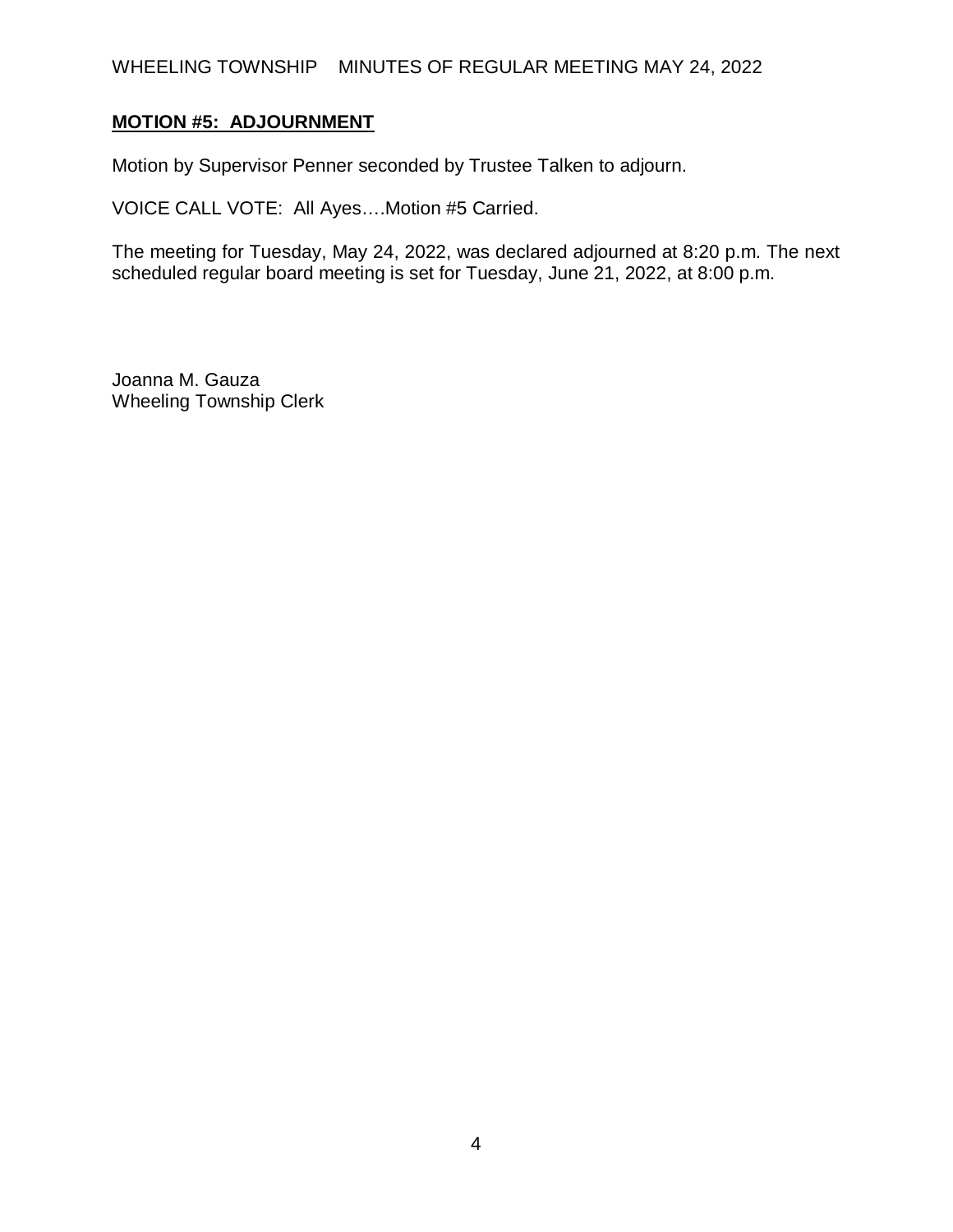## **MOTION #5: ADJOURNMENT**

Motion by Supervisor Penner seconded by Trustee Talken to adjourn.

VOICE CALL VOTE: All Ayes….Motion #5 Carried.

The meeting for Tuesday, May 24, 2022, was declared adjourned at 8:20 p.m. The next scheduled regular board meeting is set for Tuesday, June 21, 2022, at 8:00 p.m.

Joanna M. Gauza
Wheeling Township Clerk